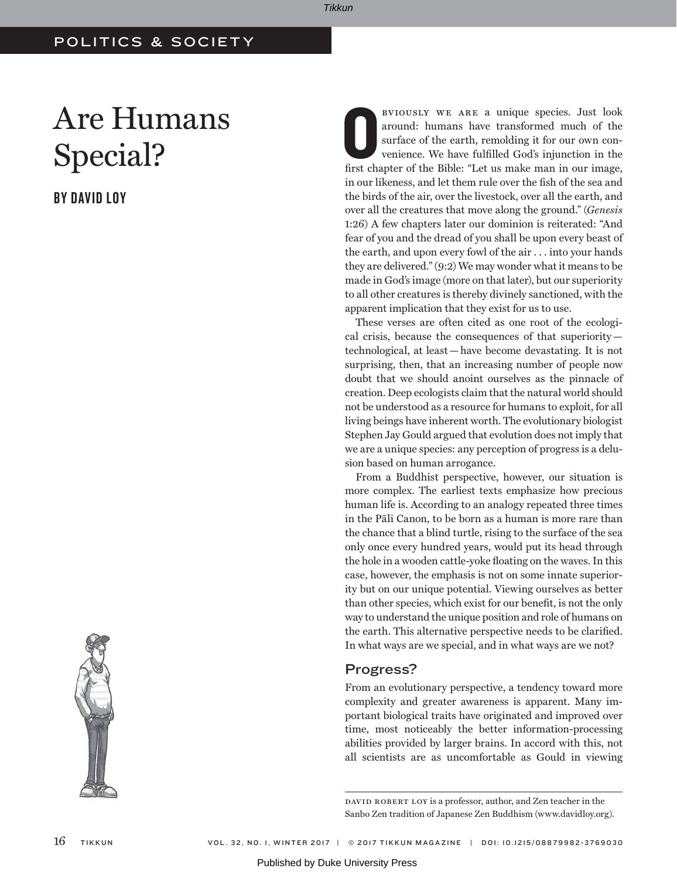POLITICS & SOCIETY

# Are Humans Special?

**BY DAVID LOY**

Obviously we are a unique species. Just look around: humans have transformed much of the surface of the earth, remolding it for our own convenience. We have fulfilled God's injunction in the first chapter of the Bible: "Let us make man in our image, in our likeness, and let them rule over the fish of the sea and the birds of the air, over the livestock, over all the earth, and over all the creatures that move along the ground." (*Genesis* 1:26) A few chapters later our dominion is reiterated: "And fear of you and the dread of you shall be upon every beast of the earth, and upon every fowl of the air . . . into your hands they are delivered." (9:2) We may wonder what it means to be made in God's image (more on that later), but our superiority to all other creatures is thereby divinely sanctioned, with the apparent implication that they exist for us to use.

These verses are often cited as one root of the ecological crisis, because the consequences of that superiority—technological, at least—have become devastating. It is not surprising, then, that an increasing number of people now doubt that we should anoint ourselves as the pinnacle of creation. Deep ecologists claim that the natural world should not be understood as a resource for humans to exploit, for all living beings have inherent worth. The evolutionary biologist Stephen Jay Gould argued that evolution does not imply that we are a unique species: any perception of progress is a delusion based on human arrogance.

From a Buddhist perspective, however, our situation is more complex. The earliest texts emphasize how precious human life is. According to an analogy repeated three times in the Pāli Canon, to be born as a human is more rare than the chance that a blind turtle, rising to the surface of the sea only once every hundred years, would put its head through the hole in a wooden cattle-yoke floating on the waves. In this case, however, the emphasis is not on some innate superiority but on our unique potential. Viewing ourselves as better than other species, which exist for our benefit, is not the only way to understand the unique position and role of humans on the earth. This alternative perspective needs to be clarified. In what ways are we special, and in what ways are we not?

## Progress?

From an evolutionary perspective, a tendency toward more complexity and greater awareness is apparent. Many important biological traits have originated and improved over time, most noticeably the better information-processing abilities provided by larger brains. In accord with this, not all scientists are as uncomfortable as Gould in viewing

DAVID ROBERT LOY is a professor, author, and Zen teacher in the Sanbo Zen tradition of Japanese Zen Buddhism (www.davidloy.org).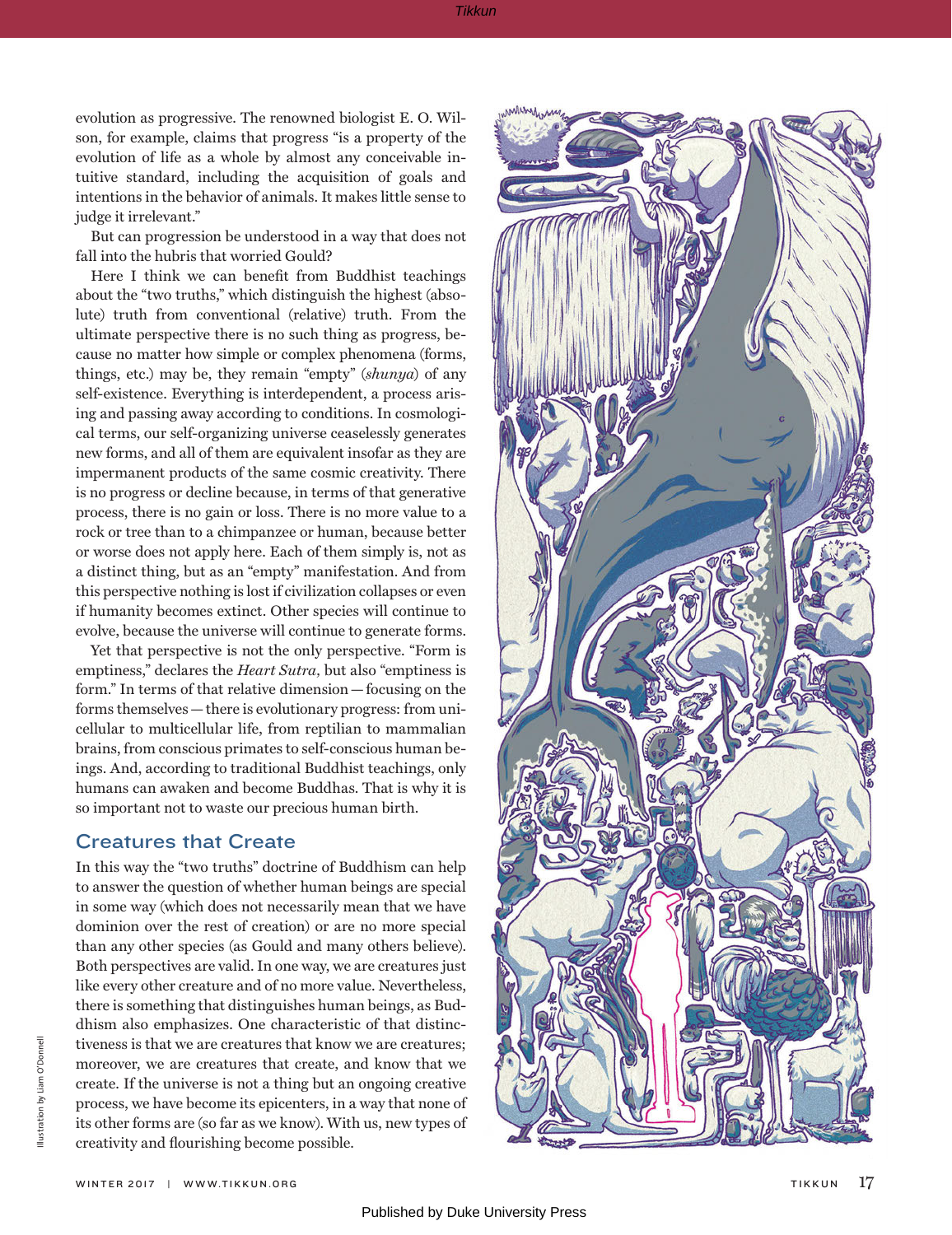evolution as progressive. The renowned biologist E. O. Wilson, for example, claims that progress "is a property of the evolution of life as a whole by almost any conceivable intuitive standard, including the acquisition of goals and intentions in the behavior of animals. It makes little sense to judge it irrelevant."

But can progression be understood in a way that does not fall into the hubris that worried Gould?

Here I think we can benefit from Buddhist teachings about the "two truths," which distinguish the highest (absolute) truth from conventional (relative) truth. From the ultimate perspective there is no such thing as progress, because no matter how simple or complex phenomena (forms, things, etc.) may be, they remain "empty" (*shunya*) of any self-existence. Everything is interdependent, a process arising and passing away according to conditions. In cosmological terms, our self-organizing universe ceaselessly generates new forms, and all of them are equivalent insofar as they are impermanent products of the same cosmic creativity. There is no progress or decline because, in terms of that generative process, there is no gain or loss. There is no more value to a rock or tree than to a chimpanzee or human, because better or worse does not apply here. Each of them simply is, not as a distinct thing, but as an "empty" manifestation. And from this perspective nothing is lost if civilization collapses or even if humanity becomes extinct. Other species will continue to evolve, because the universe will continue to generate forms.

Yet that perspective is not the only perspective. "Form is emptiness," declares the *Heart Sutra*, but also "emptiness is form." In terms of that relative dimension—focusing on the forms themselves—there is evolutionary progress: from unicellular to multicellular life, from reptilian to mammalian brains, from conscious primates to self-conscious human beings. And, according to traditional Buddhist teachings, only humans can awaken and become Buddhas. That is why it is so important not to waste our precious human birth.

## Creatures that Create

In this way the "two truths" doctrine of Buddhism can help to answer the question of whether human beings are special in some way (which does not necessarily mean that we have dominion over the rest of creation) or are no more special than any other species (as Gould and many others believe). Both perspectives are valid. In one way, we are creatures just like every other creature and of no more value. Nevertheless, there is something that distinguishes human beings, as Buddhism also emphasizes. One characteristic of that distinctiveness is that we are creatures that know we are creatures; moreover, we are creatures that create, and know that we create. If the universe is not a thing but an ongoing creative process, we have become its epicenters, in a way that none of its other forms are (so far as we know). With us, new types of creativity and flourishing become possible.

Illustration by Liam O'Donnell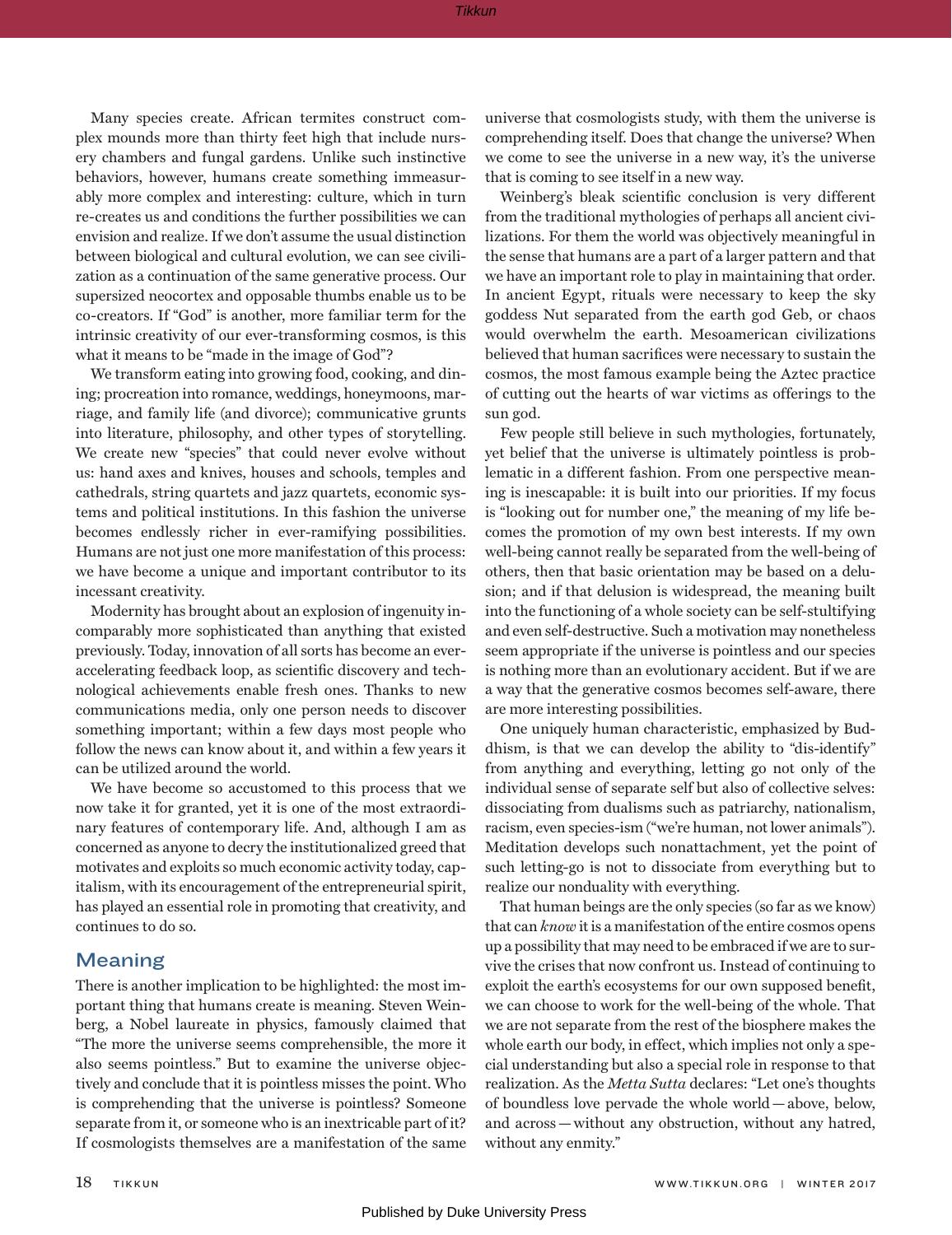Many species create. African termites construct complex mounds more than thirty feet high that include nursery chambers and fungal gardens. Unlike such instinctive behaviors, however, humans create something immeasurably more complex and interesting: culture, which in turn re-creates us and conditions the further possibilities we can envision and realize. If we don't assume the usual distinction between biological and cultural evolution, we can see civilization as a continuation of the same generative process. Our supersized neocortex and opposable thumbs enable us to be co-creators. If "God" is another, more familiar term for the intrinsic creativity of our ever-transforming cosmos, is this what it means to be "made in the image of God"?

We transform eating into growing food, cooking, and dining; procreation into romance, weddings, honeymoons, marriage, and family life (and divorce); communicative grunts into literature, philosophy, and other types of storytelling. We create new "species" that could never evolve without us: hand axes and knives, houses and schools, temples and cathedrals, string quartets and jazz quartets, economic systems and political institutions. In this fashion the universe becomes endlessly richer in ever-ramifying possibilities. Humans are not just one more manifestation of this process: we have become a unique and important contributor to its incessant creativity.

Modernity has brought about an explosion of ingenuity incomparably more sophisticated than anything that existed previously. Today, innovation of all sorts has become an ever-accelerating feedback loop, as scientific discovery and technological achievements enable fresh ones. Thanks to new communications media, only one person needs to discover something important; within a few days most people who follow the news can know about it, and within a few years it can be utilized around the world.

We have become so accustomed to this process that we now take it for granted, yet it is one of the most extraordinary features of contemporary life. And, although I am as concerned as anyone to decry the institutionalized greed that motivates and exploits so much economic activity today, capitalism, with its encouragement of the entrepreneurial spirit, has played an essential role in promoting that creativity, and continues to do so.

## Meaning

There is another implication to be highlighted: the most important thing that humans create is meaning. Steven Weinberg, a Nobel laureate in physics, famously claimed that "The more the universe seems comprehensible, the more it also seems pointless." But to examine the universe objectively and conclude that it is pointless misses the point. Who is comprehending that the universe is pointless? Someone separate from it, or someone who is an inextricable part of it? If cosmologists themselves are a manifestation of the same universe that cosmologists study, with them the universe is comprehending itself. Does that change the universe? When we come to see the universe in a new way, it's the universe that is coming to see itself in a new way.

Weinberg's bleak scientific conclusion is very different from the traditional mythologies of perhaps all ancient civilizations. For them the world was objectively meaningful in the sense that humans are a part of a larger pattern and that we have an important role to play in maintaining that order. In ancient Egypt, rituals were necessary to keep the sky goddess Nut separated from the earth god Geb, or chaos would overwhelm the earth. Mesoamerican civilizations believed that human sacrifices were necessary to sustain the cosmos, the most famous example being the Aztec practice of cutting out the hearts of war victims as offerings to the sun god.

Few people still believe in such mythologies, fortunately, yet belief that the universe is ultimately pointless is problematic in a different fashion. From one perspective meaning is inescapable: it is built into our priorities. If my focus is "looking out for number one," the meaning of my life becomes the promotion of my own best interests. If my own well-being cannot really be separated from the well-being of others, then that basic orientation may be based on a delusion; and if that delusion is widespread, the meaning built into the functioning of a whole society can be self-stultifying and even self-destructive. Such a motivation may nonetheless seem appropriate if the universe is pointless and our species is nothing more than an evolutionary accident. But if we are a way that the generative cosmos becomes self-aware, there are more interesting possibilities.

One uniquely human characteristic, emphasized by Buddhism, is that we can develop the ability to "dis-identify" from anything and everything, letting go not only of the individual sense of separate self but also of collective selves: dissociating from dualisms such as patriarchy, nationalism, racism, even species-ism ("we're human, not lower animals"). Meditation develops such nonattachment, yet the point of such letting-go is not to dissociate from everything but to realize our nonduality with everything.

That human beings are the only species (so far as we know) that can *know* it is a manifestation of the entire cosmos opens up a possibility that may need to be embraced if we are to survive the crises that now confront us. Instead of continuing to exploit the earth's ecosystems for our own supposed benefit, we can choose to work for the well-being of the whole. That we are not separate from the rest of the biosphere makes the whole earth our body, in effect, which implies not only a special understanding but also a special role in response to that realization. As the *Metta Sutta* declares: "Let one's thoughts of boundless love pervade the whole world — above, below, and across — without any obstruction, without any hatred, without any enmity."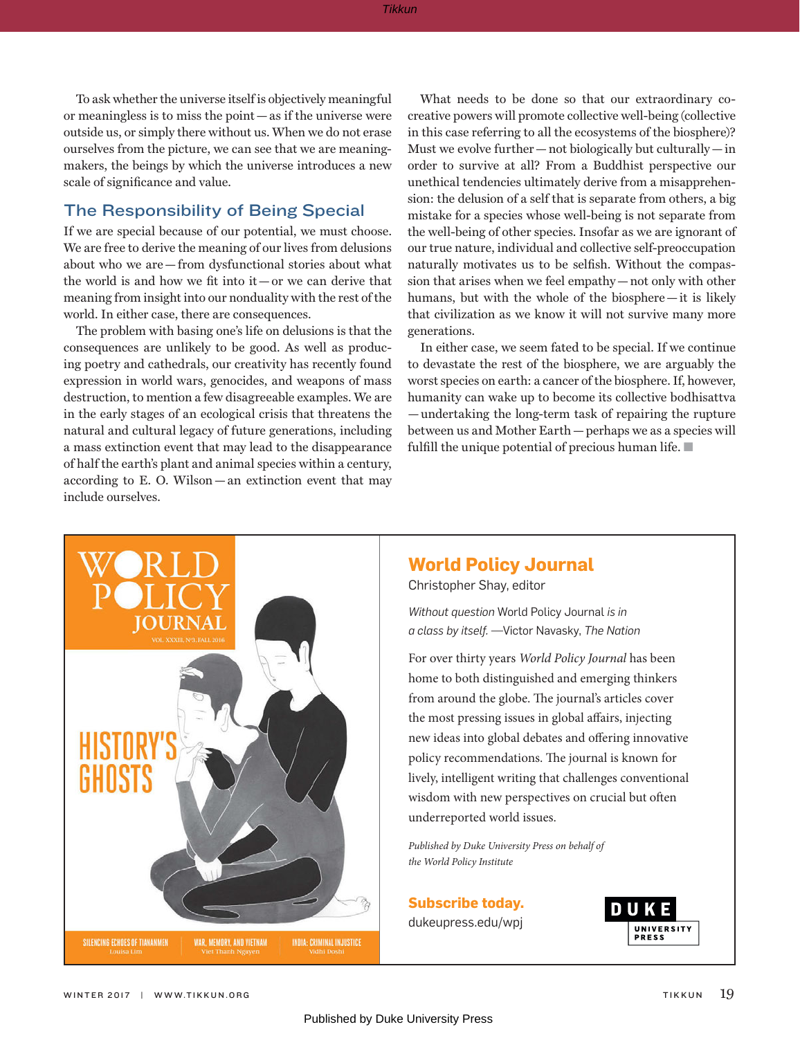To ask whether the universe itself is objectively meaningful or meaningless is to miss the point—as if the universe were outside us, or simply there without us. When we do not erase ourselves from the picture, we can see that we are meaning-makers, the beings by which the universe introduces a new scale of significance and value.

## The Responsibility of Being Special

If we are special because of our potential, we must choose. We are free to derive the meaning of our lives from delusions about who we are—from dysfunctional stories about what the world is and how we fit into it—or we can derive that meaning from insight into our nonduality with the rest of the world. In either case, there are consequences.

The problem with basing one's life on delusions is that the consequences are unlikely to be good. As well as producing poetry and cathedrals, our creativity has recently found expression in world wars, genocides, and weapons of mass destruction, to mention a few disagreeable examples. We are in the early stages of an ecological crisis that threatens the natural and cultural legacy of future generations, including a mass extinction event that may lead to the disappearance of half the earth's plant and animal species within a century, according to E. O. Wilson—an extinction event that may include ourselves.

What needs to be done so that our extraordinary co-creative powers will promote collective well-being (collective in this case referring to all the ecosystems of the biosphere)? Must we evolve further—not biologically but culturally—in order to survive at all? From a Buddhist perspective our unethical tendencies ultimately derive from a misapprehension: the delusion of a self that is separate from others, a big mistake for a species whose well-being is not separate from the well-being of other species. Insofar as we are ignorant of our true nature, individual and collective self-preoccupation naturally motivates us to be selfish. Without the compassion that arises when we feel empathy—not only with other humans, but with the whole of the biosphere—it is likely that civilization as we know it will not survive many more generations.

In either case, we seem fated to be special. If we continue to devastate the rest of the biosphere, we are arguably the worst species on earth: a cancer of the biosphere. If, however, humanity can wake up to become its collective bodhisattva—undertaking the long-term task of repairing the rupture between us and Mother Earth—perhaps we as a species will fulfill the unique potential of precious human life. ■

---

WORLD POLICY JOURNAL

VOL. XXXIII, Nº3, FALL 2016

HISTORY'S GHOSTS

SILENCING ECHOES OF TIANANMEN — Louisa Lim

WAR, MEMORY, AND VIETNAM — Viet Thanh Nguyen

INDIA: CRIMINAL INJUSTICE — Vidhi Doshi

## World Policy Journal

Christopher Shay, editor

*Without question* World Policy Journal *is in a class by itself.* —Victor Navasky, *The Nation*

For over thirty years *World Policy Journal* has been home to both distinguished and emerging thinkers from around the globe. The journal's articles cover the most pressing issues in global affairs, injecting new ideas into global debates and offering innovative policy recommendations. The journal is known for lively, intelligent writing that challenges conventional wisdom with new perspectives on crucial but often underreported world issues.

*Published by Duke University Press on behalf of the World Policy Institute*

**Subscribe today.**

dukeupress.edu/wpj

DUKE UNIVERSITY PRESS